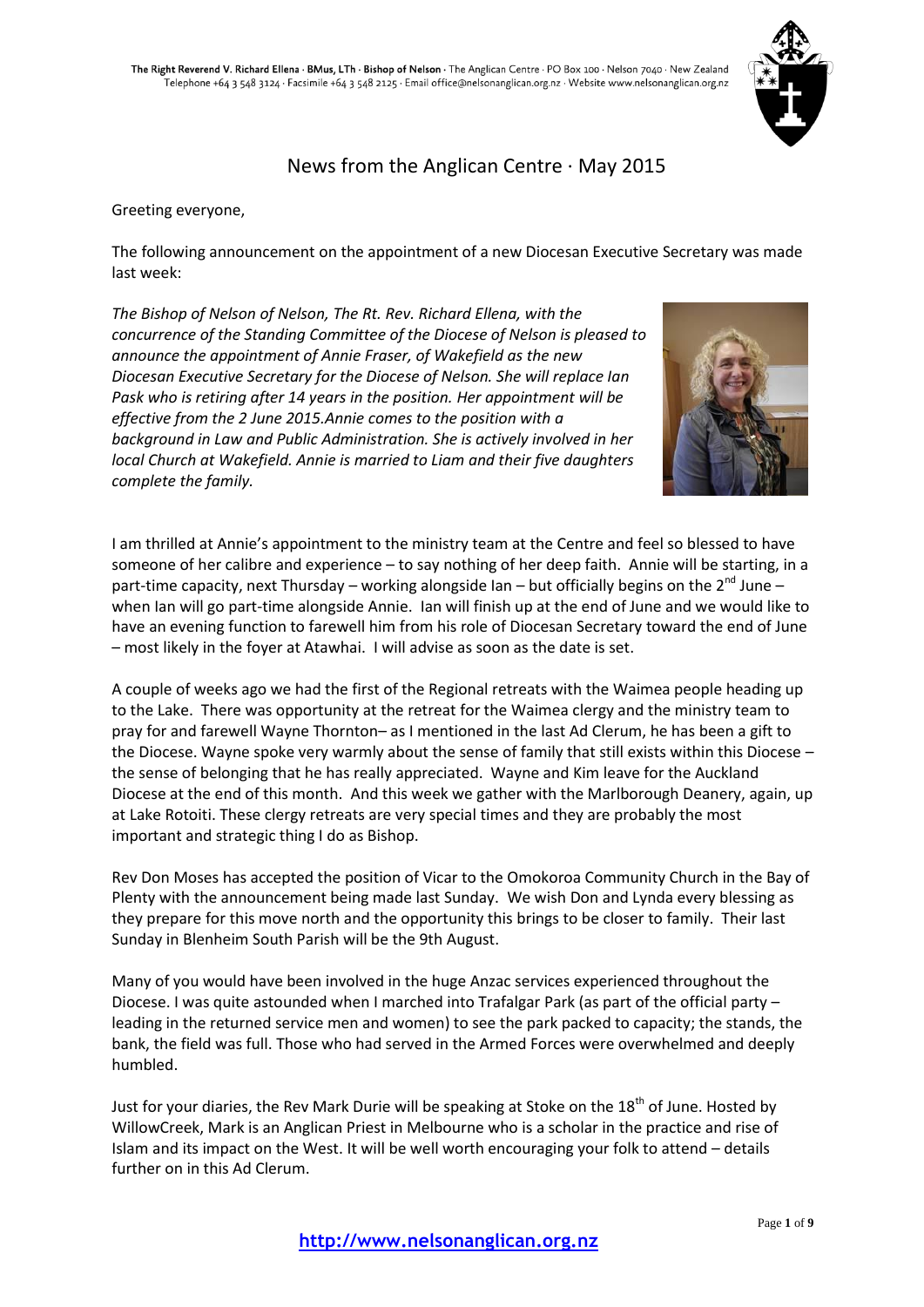The Right Reverend V. Richard Ellena · BMus, LTh · Bishop of Nelson · The Anglican Centre · PO Box 100 · Nelson 7040 · New Zealand
Telephone +64 3 548 3124 · Facsimile +64 3 548 2125 · Email office@nelsonanglican.org.nz · Website www.nelsonanglican.org.nz

# News from the Anglican Centre · May 2015

Greeting everyone,

The following announcement on the appointment of a new Diocesan Executive Secretary was made last week:

*The Bishop of Nelson of Nelson, The Rt. Rev. Richard Ellena, with the concurrence of the Standing Committee of the Diocese of Nelson is pleased to announce the appointment of Annie Fraser, of Wakefield as the new Diocesan Executive Secretary for the Diocese of Nelson. She will replace Ian Pask who is retiring after 14 years in the position. Her appointment will be effective from the 2 June 2015.Annie comes to the position with a background in Law and Public Administration. She is actively involved in her local Church at Wakefield. Annie is married to Liam and their five daughters complete the family.*

I am thrilled at Annie's appointment to the ministry team at the Centre and feel so blessed to have someone of her calibre and experience – to say nothing of her deep faith. Annie will be starting, in a part-time capacity, next Thursday – working alongside Ian – but officially begins on the 2nd June – when Ian will go part-time alongside Annie. Ian will finish up at the end of June and we would like to have an evening function to farewell him from his role of Diocesan Secretary toward the end of June – most likely in the foyer at Atawhai. I will advise as soon as the date is set.

A couple of weeks ago we had the first of the Regional retreats with the Waimea people heading up to the Lake. There was opportunity at the retreat for the Waimea clergy and the ministry team to pray for and farewell Wayne Thornton– as I mentioned in the last Ad Clerum, he has been a gift to the Diocese. Wayne spoke very warmly about the sense of family that still exists within this Diocese – the sense of belonging that he has really appreciated. Wayne and Kim leave for the Auckland Diocese at the end of this month. And this week we gather with the Marlborough Deanery, again, up at Lake Rotoiti. These clergy retreats are very special times and they are probably the most important and strategic thing I do as Bishop.

Rev Don Moses has accepted the position of Vicar to the Omokoroa Community Church in the Bay of Plenty with the announcement being made last Sunday. We wish Don and Lynda every blessing as they prepare for this move north and the opportunity this brings to be closer to family. Their last Sunday in Blenheim South Parish will be the 9th August.

Many of you would have been involved in the huge Anzac services experienced throughout the Diocese. I was quite astounded when I marched into Trafalgar Park (as part of the official party – leading in the returned service men and women) to see the park packed to capacity; the stands, the bank, the field was full. Those who had served in the Armed Forces were overwhelmed and deeply humbled.

Just for your diaries, the Rev Mark Durie will be speaking at Stoke on the 18th of June. Hosted by WillowCreek, Mark is an Anglican Priest in Melbourne who is a scholar in the practice and rise of Islam and its impact on the West. It will be well worth encouraging your folk to attend – details further on in this Ad Clerum.

**http://www.nelsonanglican.org.nz**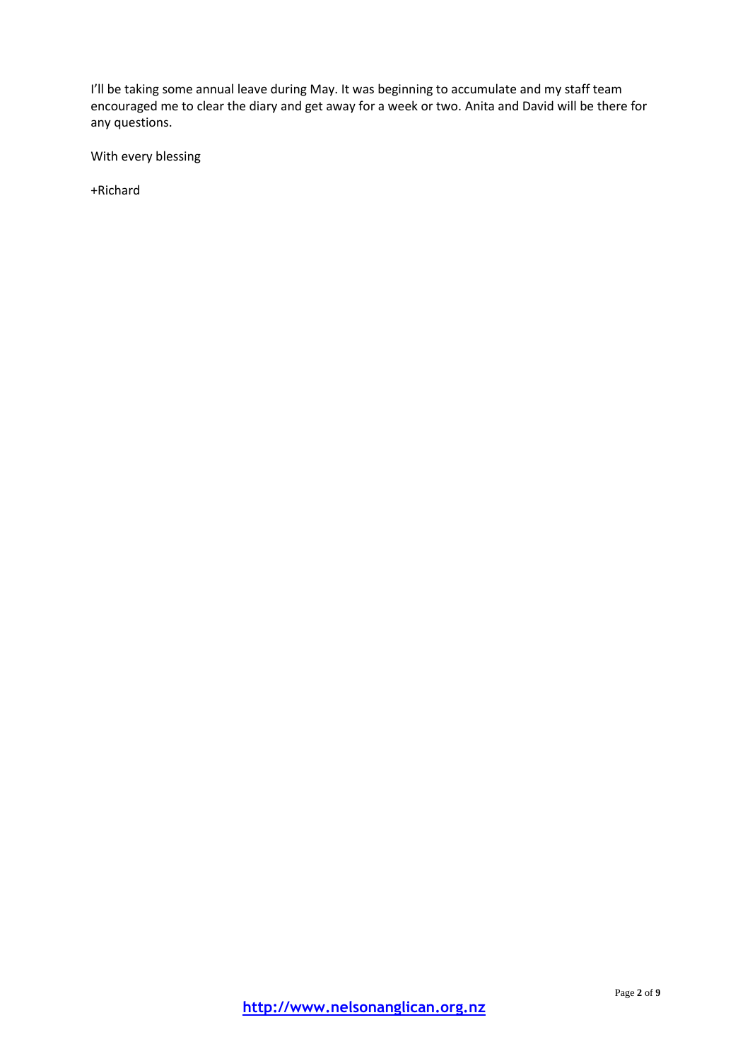I'll be taking some annual leave during May. It was beginning to accumulate and my staff team encouraged me to clear the diary and get away for a week or two. Anita and David will be there for any questions.

With every blessing

+Richard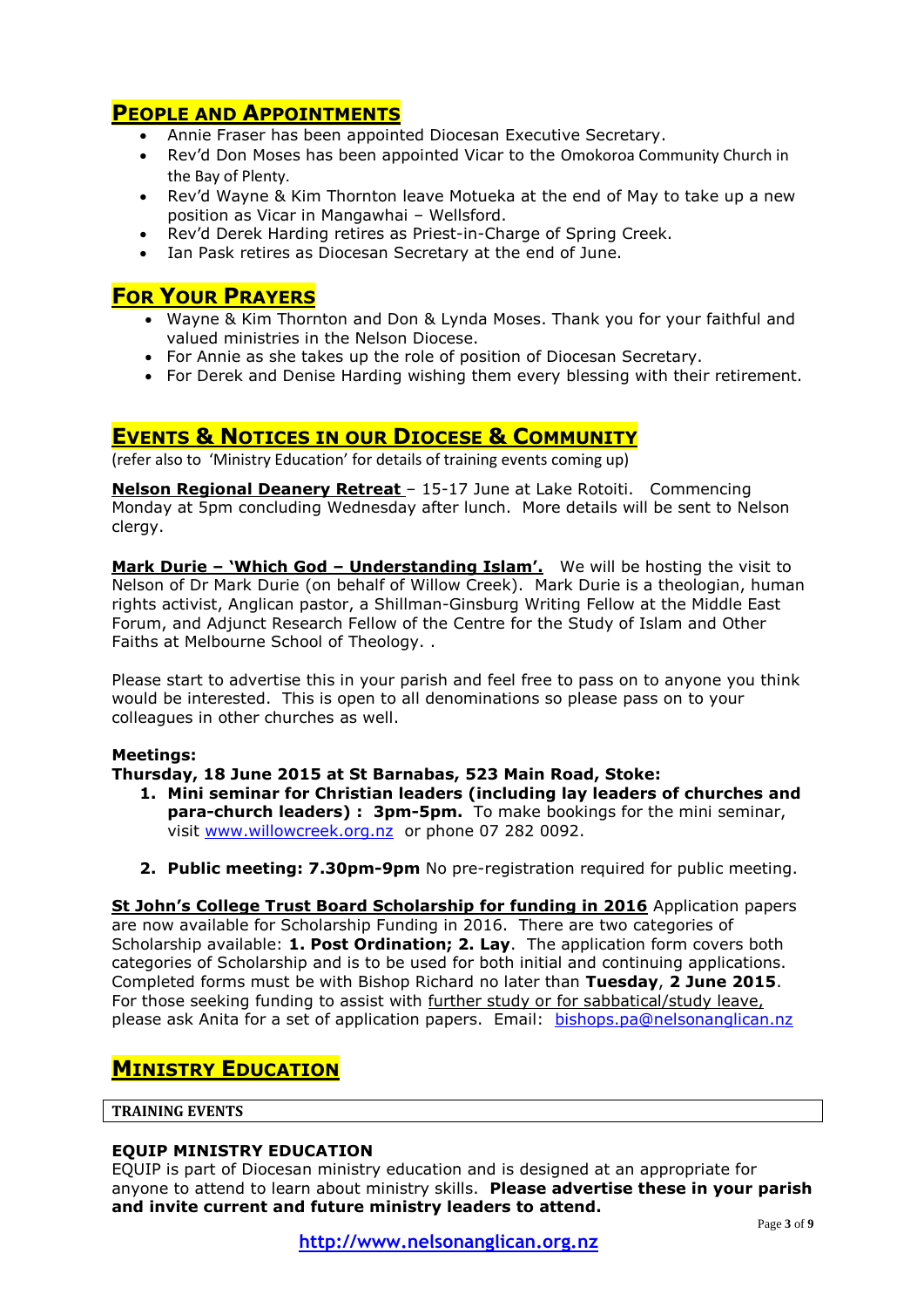## People and Appointments

- Annie Fraser has been appointed Diocesan Executive Secretary.
- Rev'd Don Moses has been appointed Vicar to the Omokoroa Community Church in the Bay of Plenty.
- Rev'd Wayne & Kim Thornton leave Motueka at the end of May to take up a new position as Vicar in Mangawhai – Wellsford.
- Rev'd Derek Harding retires as Priest-in-Charge of Spring Creek.
- Ian Pask retires as Diocesan Secretary at the end of June.

## For Your Prayers

- Wayne & Kim Thornton and Don & Lynda Moses. Thank you for your faithful and valued ministries in the Nelson Diocese.
- For Annie as she takes up the role of position of Diocesan Secretary.
- For Derek and Denise Harding wishing them every blessing with their retirement.

## Events & Notices in our Diocese & Community

(refer also to 'Ministry Education' for details of training events coming up)

**Nelson Regional Deanery Retreat** – 15-17 June at Lake Rotoiti. Commencing Monday at 5pm concluding Wednesday after lunch. More details will be sent to Nelson clergy.

**Mark Durie – 'Which God – Understanding Islam'.** We will be hosting the visit to Nelson of Dr Mark Durie (on behalf of Willow Creek). Mark Durie is a theologian, human rights activist, Anglican pastor, a Shillman-Ginsburg Writing Fellow at the Middle East Forum, and Adjunct Research Fellow of the Centre for the Study of Islam and Other Faiths at Melbourne School of Theology. .

Please start to advertise this in your parish and feel free to pass on to anyone you think would be interested. This is open to all denominations so please pass on to your colleagues in other churches as well.

**Meetings:**

**Thursday, 18 June 2015 at St Barnabas, 523 Main Road, Stoke:**

1. **Mini seminar for Christian leaders (including lay leaders of churches and para-church leaders) : 3pm-5pm.** To make bookings for the mini seminar, visit www.willowcreek.org.nz or phone 07 282 0092.

2. **Public meeting: 7.30pm-9pm** No pre-registration required for public meeting.

**St John's College Trust Board Scholarship for funding in 2016** Application papers are now available for Scholarship Funding in 2016. There are two categories of Scholarship available: **1. Post Ordination; 2. Lay**. The application form covers both categories of Scholarship and is to be used for both initial and continuing applications. Completed forms must be with Bishop Richard no later than **Tuesday**, **2 June 2015**. For those seeking funding to assist with further study or for sabbatical/study leave, please ask Anita for a set of application papers. Email: bishops.pa@nelsonanglican.nz

## Ministry Education

**TRAINING EVENTS**

### EQUIP MINISTRY EDUCATION

EQUIP is part of Diocesan ministry education and is designed at an appropriate for anyone to attend to learn about ministry skills. **Please advertise these in your parish and invite current and future ministry leaders to attend.**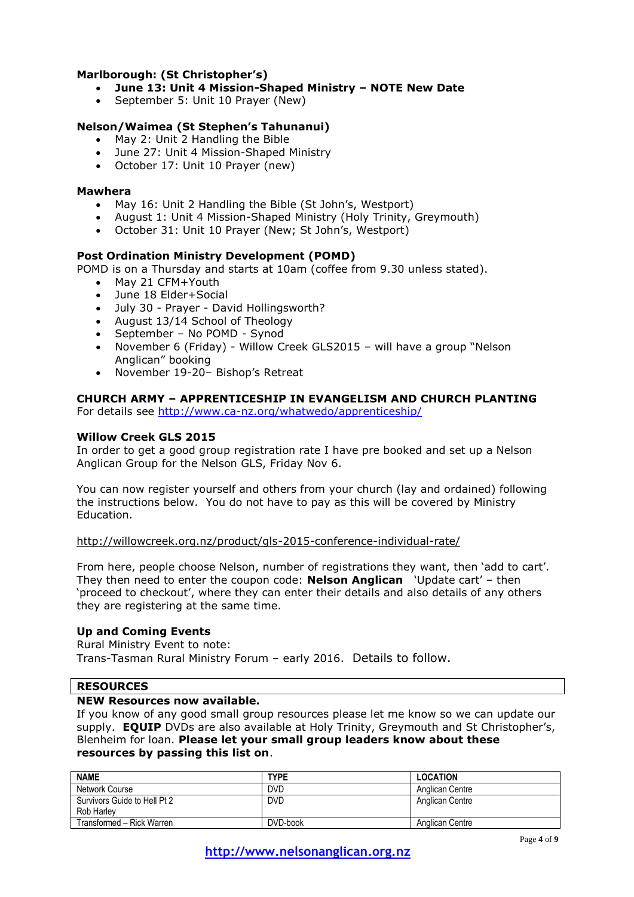**Marlborough: (St Christopher's)**

- **June 13: Unit 4 Mission-Shaped Ministry – NOTE New Date**
- September 5: Unit 10 Prayer (New)

**Nelson/Waimea (St Stephen's Tahunanui)**

- May 2: Unit 2 Handling the Bible
- June 27: Unit 4 Mission-Shaped Ministry
- October 17: Unit 10 Prayer (new)

**Mawhera**

- May 16: Unit 2 Handling the Bible (St John's, Westport)
- August 1: Unit 4 Mission-Shaped Ministry (Holy Trinity, Greymouth)
- October 31: Unit 10 Prayer (New; St John's, Westport)

**Post Ordination Ministry Development (POMD)**

POMD is on a Thursday and starts at 10am (coffee from 9.30 unless stated).

- May 21 CFM+Youth
- June 18 Elder+Social
- July 30 - Prayer - David Hollingsworth?
- August 13/14 School of Theology
- September – No POMD - Synod
- November 6 (Friday) - Willow Creek GLS2015 – will have a group "Nelson Anglican" booking
- November 19-20– Bishop's Retreat

**CHURCH ARMY – APPRENTICESHIP IN EVANGELISM AND CHURCH PLANTING**

For details see http://www.ca-nz.org/whatwedo/apprenticeship/

**Willow Creek GLS 2015**

In order to get a good group registration rate I have pre booked and set up a Nelson Anglican Group for the Nelson GLS, Friday Nov 6.

You can now register yourself and others from your church (lay and ordained) following the instructions below. You do not have to pay as this will be covered by Ministry Education.

http://willowcreek.org.nz/product/gls-2015-conference-individual-rate/

From here, people choose Nelson, number of registrations they want, then 'add to cart'. They then need to enter the coupon code: **Nelson Anglican** 'Update cart' – then 'proceed to checkout', where they can enter their details and also details of any others they are registering at the same time.

**Up and Coming Events**

Rural Ministry Event to note:
Trans-Tasman Rural Ministry Forum – early 2016. Details to follow.

## RESOURCES

**NEW Resources now available.**

If you know of any good small group resources please let me know so we can update our supply. **EQUIP** DVDs are also available at Holy Trinity, Greymouth and St Christopher's, Blenheim for loan. **Please let your small group leaders know about these resources by passing this list on**.

| NAME | TYPE | LOCATION |
|---|---|---|
| Network Course | DVD | Anglican Centre |
| Survivors Guide to Hell Pt 2 Rob Harley | DVD | Anglican Centre |
| Transformed – Rick Warren | DVD-book | Anglican Centre |

http://www.nelsonanglican.org.nz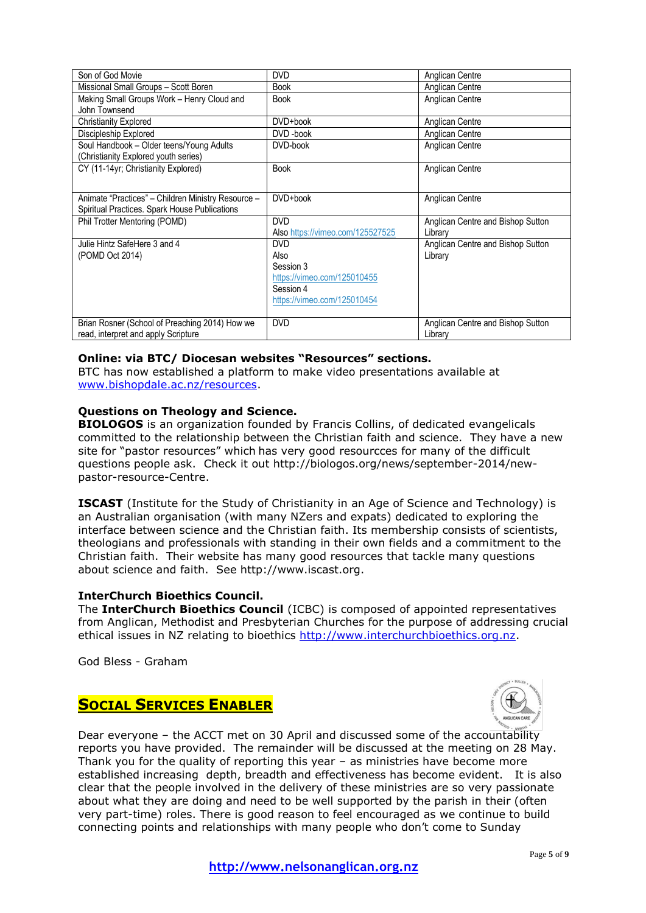| Son of God Movie | DVD | Anglican Centre |
|---|---|---|
| Missional Small Groups – Scott Boren | Book | Anglican Centre |
| Making Small Groups Work – Henry Cloud and John Townsend | Book | Anglican Centre |
| Christianity Explored | DVD+book | Anglican Centre |
| Discipleship Explored | DVD -book | Anglican Centre |
| Soul Handbook – Older teens/Young Adults (Christianity Explored youth series) | DVD-book | Anglican Centre |
| CY (11-14yr; Christianity Explored) | Book | Anglican Centre |
| Animate "Practices" – Children Ministry Resource – Spiritual Practices. Spark House Publications | DVD+book | Anglican Centre |
| Phil Trotter Mentoring (POMD) | DVD<br>Also https://vimeo.com/125527525 | Anglican Centre and Bishop Sutton Library |
| Julie Hintz SafeHere 3 and 4<br>(POMD Oct 2014) | DVD<br>Also<br>Session 3<br>https://vimeo.com/125010455<br>Session 4<br>https://vimeo.com/125010454 | Anglican Centre and Bishop Sutton Library |
| Brian Rosner (School of Preaching 2014) How we read, interpret and apply Scripture | DVD | Anglican Centre and Bishop Sutton Library |

**Online: via BTC/ Diocesan websites "Resources" sections.**
BTC has now established a platform to make video presentations available at www.bishopdale.ac.nz/resources.

**Questions on Theology and Science.**
**BIOLOGOS** is an organization founded by Francis Collins, of dedicated evangelicals committed to the relationship between the Christian faith and science. They have a new site for "pastor resources" which has very good resourcces for many of the difficult questions people ask. Check it out http://biologos.org/news/september-2014/new-pastor-resource-Centre.

**ISCAST** (Institute for the Study of Christianity in an Age of Science and Technology) is an Australian organisation (with many NZers and expats) dedicated to exploring the interface between science and the Christian faith. Its membership consists of scientists, theologians and professionals with standing in their own fields and a commitment to the Christian faith. Their website has many good resources that tackle many questions about science and faith. See http://www.iscast.org.

**InterChurch Bioethics Council.**
The **InterChurch Bioethics Council** (ICBC) is composed of appointed representatives from Anglican, Methodist and Presbyterian Churches for the purpose of addressing crucial ethical issues in NZ relating to bioethics http://www.interchurchbioethics.org.nz.

God Bless - Graham

## Social Services Enabler

Dear everyone – the ACCT met on 30 April and discussed some of the accountability reports you have provided. The remainder will be discussed at the meeting on 28 May. Thank you for the quality of reporting this year – as ministries have become more established increasing depth, breadth and effectiveness has become evident. It is also clear that the people involved in the delivery of these ministries are so very passionate about what they are doing and need to be well supported by the parish in their (often very part-time) roles. There is good reason to feel encouraged as we continue to build connecting points and relationships with many people who don't come to Sunday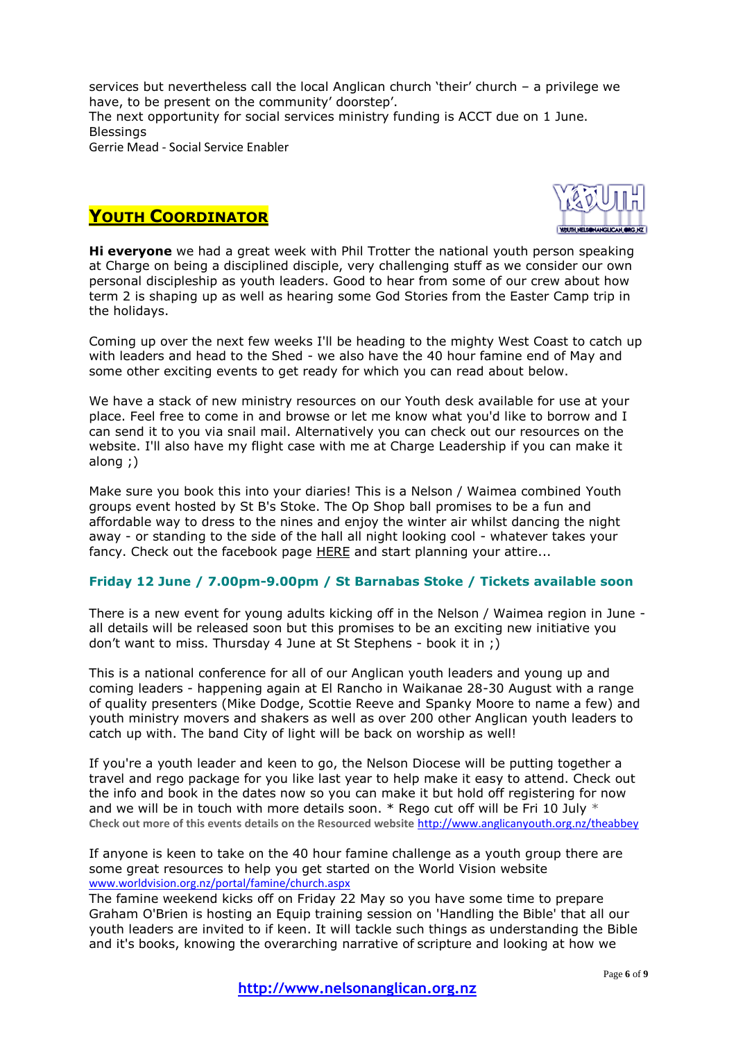services but nevertheless call the local Anglican church 'their' church – a privilege we have, to be present on the community' doorstep'.
The next opportunity for social services ministry funding is ACCT due on 1 June.
Blessings
Gerrie Mead - Social Service Enabler

## YOUTH COORDINATOR

**Hi everyone** we had a great week with Phil Trotter the national youth person speaking at Charge on being a disciplined disciple, very challenging stuff as we consider our own personal discipleship as youth leaders. Good to hear from some of our crew about how term 2 is shaping up as well as hearing some God Stories from the Easter Camp trip in the holidays.

Coming up over the next few weeks I'll be heading to the mighty West Coast to catch up with leaders and head to the Shed - we also have the 40 hour famine end of May and some other exciting events to get ready for which you can read about below.

We have a stack of new ministry resources on our Youth desk available for use at your place. Feel free to come in and browse or let me know what you'd like to borrow and I can send it to you via snail mail. Alternatively you can check out our resources on the website. I'll also have my flight case with me at Charge Leadership if you can make it along ;)

Make sure you book this into your diaries! This is a Nelson / Waimea combined Youth groups event hosted by St B's Stoke. The Op Shop ball promises to be a fun and affordable way to dress to the nines and enjoy the winter air whilst dancing the night away - or standing to the side of the hall all night looking cool - whatever takes your fancy. Check out the facebook page HERE and start planning your attire...

**Friday 12 June / 7.00pm-9.00pm / St Barnabas Stoke / Tickets available soon**

There is a new event for young adults kicking off in the Nelson / Waimea region in June - all details will be released soon but this promises to be an exciting new initiative you don't want to miss. Thursday 4 June at St Stephens - book it in ;)

This is a national conference for all of our Anglican youth leaders and young up and coming leaders - happening again at El Rancho in Waikanae 28-30 August with a range of quality presenters (Mike Dodge, Scottie Reeve and Spanky Moore to name a few) and youth ministry movers and shakers as well as over 200 other Anglican youth leaders to catch up with. The band City of light will be back on worship as well!

If you're a youth leader and keen to go, the Nelson Diocese will be putting together a travel and rego package for you like last year to help make it easy to attend. Check out the info and book in the dates now so you can make it but hold off registering for now and we will be in touch with more details soon. * Rego cut off will be Fri 10 July *
**Check out more of this events details on the Resourced website** http://www.anglicanyouth.org.nz/theabbey

If anyone is keen to take on the 40 hour famine challenge as a youth group there are some great resources to help you get started on the World Vision website
www.worldvision.org.nz/portal/famine/church.aspx
The famine weekend kicks off on Friday 22 May so you have some time to prepare
Graham O'Brien is hosting an Equip training session on 'Handling the Bible' that all our youth leaders are invited to if keen. It will tackle such things as understanding the Bible and it's books, knowing the overarching narrative of scripture and looking at how we

http://www.nelsonanglican.org.nz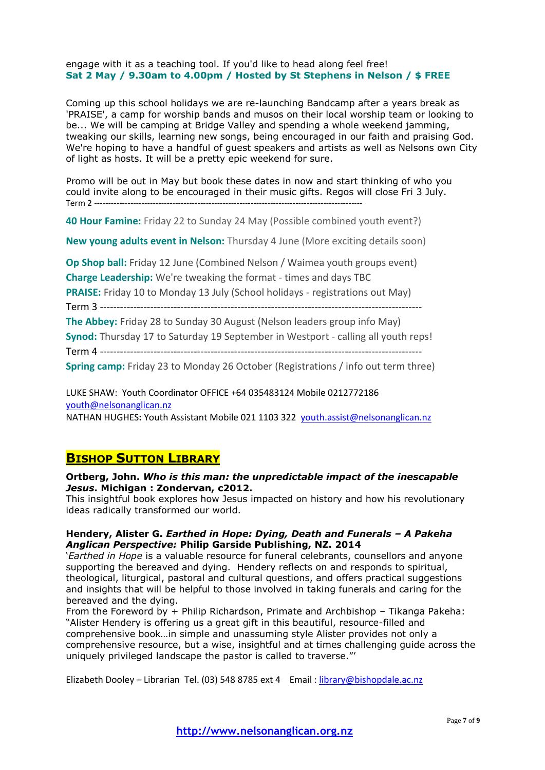engage with it as a teaching tool. If you'd like to head along feel free!
**Sat 2 May / 9.30am to 4.00pm / Hosted by St Stephens in Nelson / $ FREE**

Coming up this school holidays we are re-launching Bandcamp after a years break as 'PRAISE', a camp for worship bands and musos on their local worship team or looking to be... We will be camping at Bridge Valley and spending a whole weekend jamming, tweaking our skills, learning new songs, being encouraged in our faith and praising God. We're hoping to have a handful of guest speakers and artists as well as Nelsons own City of light as hosts. It will be a pretty epic weekend for sure.

Promo will be out in May but book these dates in now and start thinking of who you could invite along to be encouraged in their music gifts. Regos will close Fri 3 July.
Term 2 -----------------------------------------------------------------------------------------------

**40 Hour Famine:** Friday 22 to Sunday 24 May (Possible combined youth event?)

**New young adults event in Nelson:** Thursday 4 June (More exciting details soon)

**Op Shop ball:** Friday 12 June (Combined Nelson / Waimea youth groups event)
**Charge Leadership:** We're tweaking the format - times and days TBC
**PRAISE:** Friday 10 to Monday 13 July (School holidays - registrations out May)
Term 3 -----------------------------------------------------------------------------------------------
**The Abbey:** Friday 28 to Sunday 30 August (Nelson leaders group info May)
**Synod:** Thursday 17 to Saturday 19 September in Westport - calling all youth reps!
Term 4 -----------------------------------------------------------------------------------------------
**Spring camp:** Friday 23 to Monday 26 October (Registrations / info out term three)

LUKE SHAW: Youth Coordinator OFFICE +64 035483124 Mobile 0212772186
youth@nelsonanglican.nz
NATHAN HUGHES: Youth Assistant Mobile 021 1103 322 youth.assist@nelsonanglican.nz

## Bishop Sutton Library

**Ortberg, John. *Who is this man: the unpredictable impact of the inescapable Jesus*. Michigan : Zondervan, c2012.**
This insightful book explores how Jesus impacted on history and how his revolutionary ideas radically transformed our world.

**Hendery, Alister G. *Earthed in Hope: Dying, Death and Funerals – A Pakeha Anglican Perspective:* Philip Garside Publishing, NZ. 2014**
'*Earthed in Hope* is a valuable resource for funeral celebrants, counsellors and anyone supporting the bereaved and dying. Hendery reflects on and responds to spiritual, theological, liturgical, pastoral and cultural questions, and offers practical suggestions and insights that will be helpful to those involved in taking funerals and caring for the bereaved and the dying.
From the Foreword by + Philip Richardson, Primate and Archbishop – Tikanga Pakeha: "Alister Hendery is offering us a great gift in this beautiful, resource-filled and comprehensive book…in simple and unassuming style Alister provides not only a comprehensive resource, but a wise, insightful and at times challenging guide across the uniquely privileged landscape the pastor is called to traverse."'

Elizabeth Dooley – Librarian Tel. (03) 548 8785 ext 4 Email : library@bishopdale.ac.nz

http://www.nelsonanglican.org.nz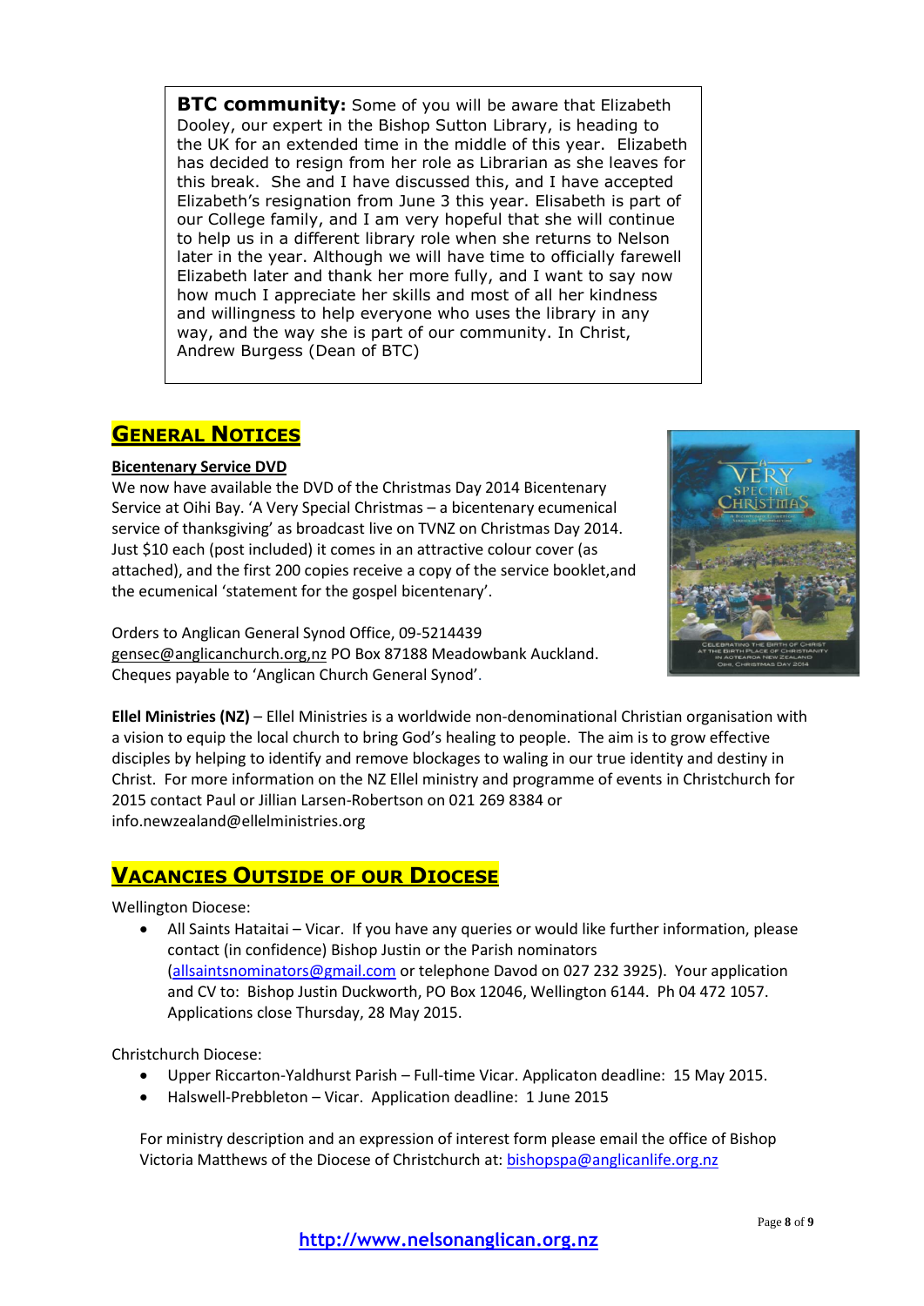**BTC community:** Some of you will be aware that Elizabeth Dooley, our expert in the Bishop Sutton Library, is heading to the UK for an extended time in the middle of this year. Elizabeth has decided to resign from her role as Librarian as she leaves for this break. She and I have discussed this, and I have accepted Elizabeth's resignation from June 3 this year. Elisabeth is part of our College family, and I am very hopeful that she will continue to help us in a different library role when she returns to Nelson later in the year. Although we will have time to officially farewell Elizabeth later and thank her more fully, and I want to say now how much I appreciate her skills and most of all her kindness and willingness to help everyone who uses the library in any way, and the way she is part of our community. In Christ, Andrew Burgess (Dean of BTC)

## General Notices

**Bicentenary Service DVD**

We now have available the DVD of the Christmas Day 2014 Bicentenary Service at Oihi Bay. 'A Very Special Christmas – a bicentenary ecumenical service of thanksgiving' as broadcast live on TVNZ on Christmas Day 2014. Just $10 each (post included) it comes in an attractive colour cover (as attached), and the first 200 copies receive a copy of the service booklet,and the ecumenical 'statement for the gospel bicentenary'.

Orders to Anglican General Synod Office, 09-5214439 gensec@anglicanchurch.org,nz PO Box 87188 Meadowbank Auckland. Cheques payable to 'Anglican Church General Synod'.

**Ellel Ministries (NZ)** – Ellel Ministries is a worldwide non-denominational Christian organisation with a vision to equip the local church to bring God's healing to people. The aim is to grow effective disciples by helping to identify and remove blockages to waling in our true identity and destiny in Christ. For more information on the NZ Ellel ministry and programme of events in Christchurch for 2015 contact Paul or Jillian Larsen-Robertson on 021 269 8384 or info.newzealand@ellelministries.org

## Vacancies Outside of our Diocese

Wellington Diocese:

- All Saints Hataitai – Vicar. If you have any queries or would like further information, please contact (in confidence) Bishop Justin or the Parish nominators (allsaintsnominators@gmail.com or telephone Davod on 027 232 3925). Your application and CV to: Bishop Justin Duckworth, PO Box 12046, Wellington 6144. Ph 04 472 1057. Applications close Thursday, 28 May 2015.

Christchurch Diocese:

- Upper Riccarton-Yaldhurst Parish – Full-time Vicar. Applicaton deadline: 15 May 2015.
- Halswell-Prebbleton – Vicar. Application deadline: 1 June 2015

For ministry description and an expression of interest form please email the office of Bishop Victoria Matthews of the Diocese of Christchurch at: bishopspa@anglicanlife.org.nz

**http://www.nelsonanglican.org.nz**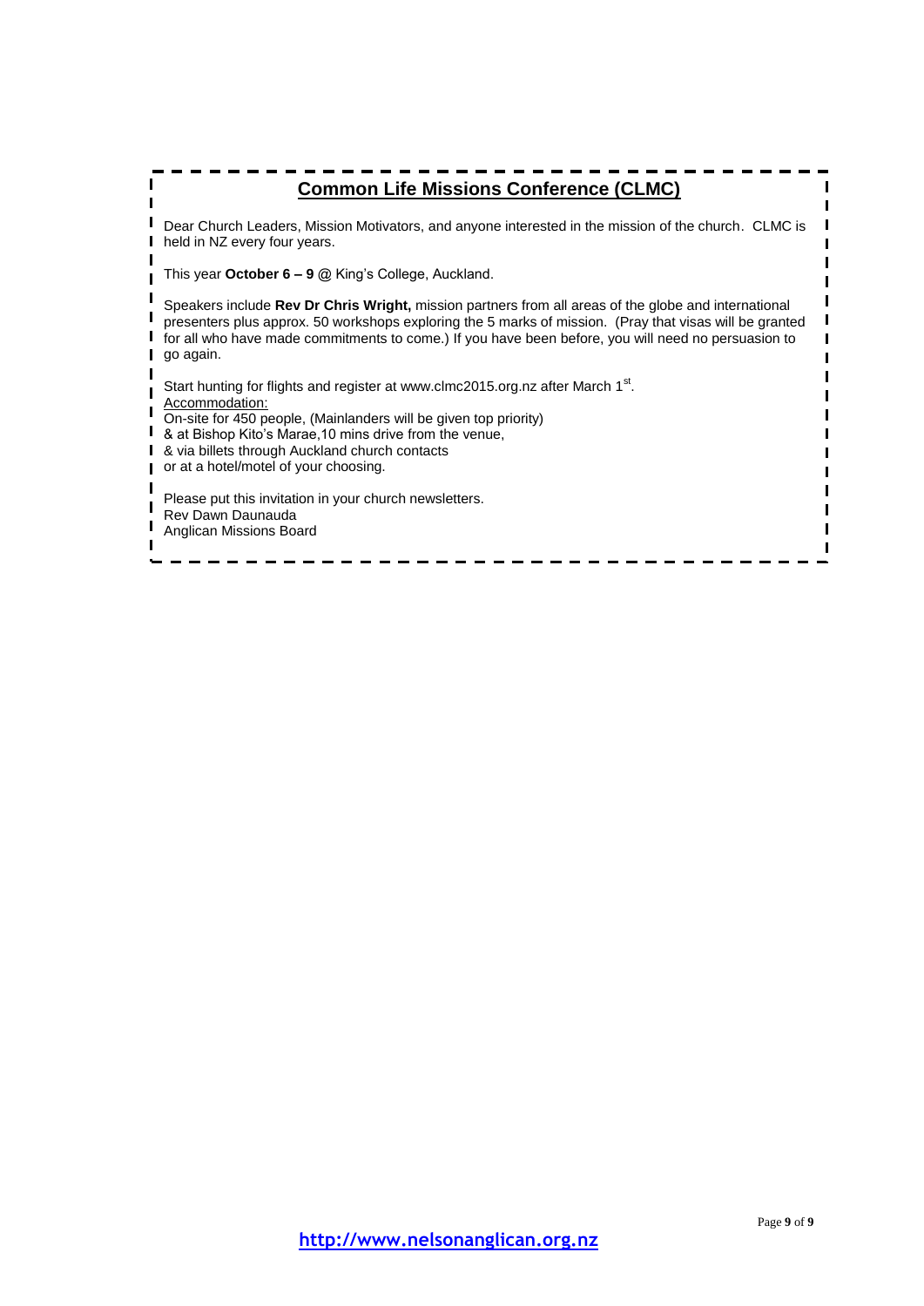## Common Life Missions Conference (CLMC)

Dear Church Leaders, Mission Motivators, and anyone interested in the mission of the church. CLMC is held in NZ every four years.

This year **October 6 – 9** @ King's College, Auckland.

Speakers include **Rev Dr Chris Wright,** mission partners from all areas of the globe and international presenters plus approx. 50 workshops exploring the 5 marks of mission. (Pray that visas will be granted for all who have made commitments to come.) If you have been before, you will need no persuasion to go again.

Start hunting for flights and register at www.clmc2015.org.nz after March 1st.

Accommodation:
On-site for 450 people, (Mainlanders will be given top priority)
& at Bishop Kito's Marae,10 mins drive from the venue,
& via billets through Auckland church contacts
or at a hotel/motel of your choosing.

Please put this invitation in your church newsletters.
Rev Dawn Daunauda
Anglican Missions Board

http://www.nelsonanglican.org.nz